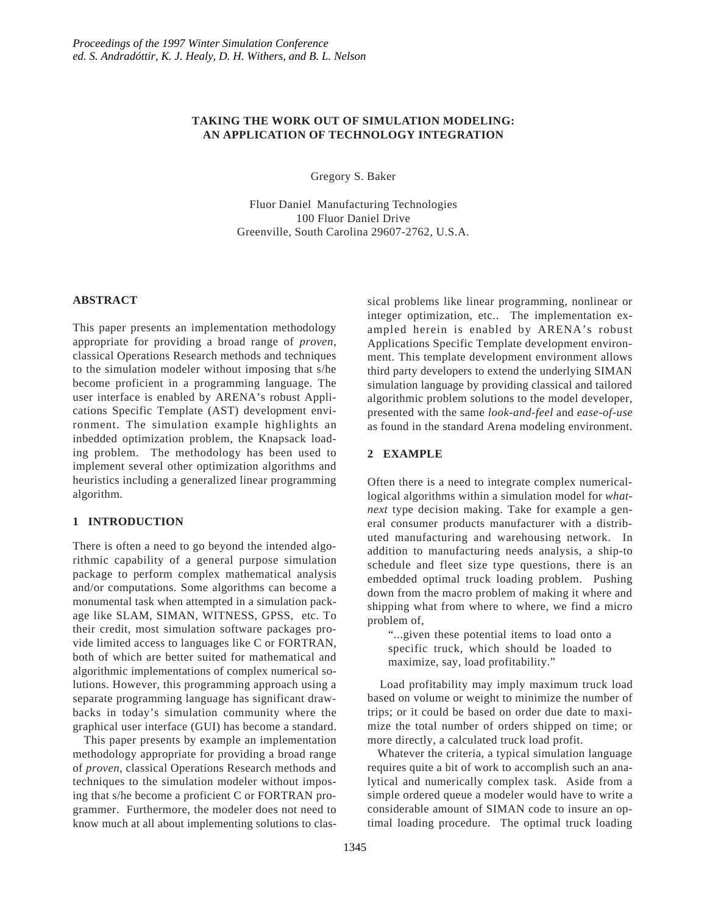# TAKING THE WORK OUT OF SIMULATION MODELING: AN APPLICATION OF TECHNOLOGY INTEGRATION

Gregory S. Baker

Fluor Daniel Manufacturing Technologies
100 Fluor Daniel Drive
Greenville, South Carolina 29607-2762, U.S.A.

## ABSTRACT

This paper presents an implementation methodology appropriate for providing a broad range of *proven*, classical Operations Research methods and techniques to the simulation modeler without imposing that s/he become proficient in a programming language. The user interface is enabled by ARENA's robust Applications Specific Template (AST) development environment. The simulation example highlights an inbedded optimization problem, the Knapsack loading problem. The methodology has been used to implement several other optimization algorithms and heuristics including a generalized linear programming algorithm.

## 1 INTRODUCTION

There is often a need to go beyond the intended algorithmic capability of a general purpose simulation package to perform complex mathematical analysis and/or computations. Some algorithms can become a monumental task when attempted in a simulation package like SLAM, SIMAN, WITNESS, GPSS, etc. To their credit, most simulation software packages provide limited access to languages like C or FORTRAN, both of which are better suited for mathematical and algorithmic implementations of complex numerical solutions. However, this programming approach using a separate programming language has significant drawbacks in today's simulation community where the graphical user interface (GUI) has become a standard.

This paper presents by example an implementation methodology appropriate for providing a broad range of *proven*, classical Operations Research methods and techniques to the simulation modeler without imposing that s/he become a proficient C or FORTRAN programmer. Furthermore, the modeler does not need to know much at all about implementing solutions to classical problems like linear programming, nonlinear or integer optimization, etc.. The implementation exampled herein is enabled by ARENA's robust Applications Specific Template development environment. This template development environment allows third party developers to extend the underlying SIMAN simulation language by providing classical and tailored algorithmic problem solutions to the model developer, presented with the same *look-and-feel* and *ease-of-use* as found in the standard Arena modeling environment.

## 2 EXAMPLE

Often there is a need to integrate complex numerical-logical algorithms within a simulation model for *what-next* type decision making. Take for example a general consumer products manufacturer with a distributed manufacturing and warehousing network. In addition to manufacturing needs analysis, a ship-to schedule and fleet size type questions, there is an embedded optimal truck loading problem. Pushing down from the macro problem of making it where and shipping what from where to where, we find a micro problem of,

> "...given these potential items to load onto a specific truck, which should be loaded to maximize, say, load profitability."

Load profitability may imply maximum truck load based on volume or weight to minimize the number of trips; or it could be based on order due date to maximize the total number of orders shipped on time; or more directly, a calculated truck load profit.

Whatever the criteria, a typical simulation language requires quite a bit of work to accomplish such an analytical and numerically complex task. Aside from a simple ordered queue a modeler would have to write a considerable amount of SIMAN code to insure an optimal loading procedure. The optimal truck loading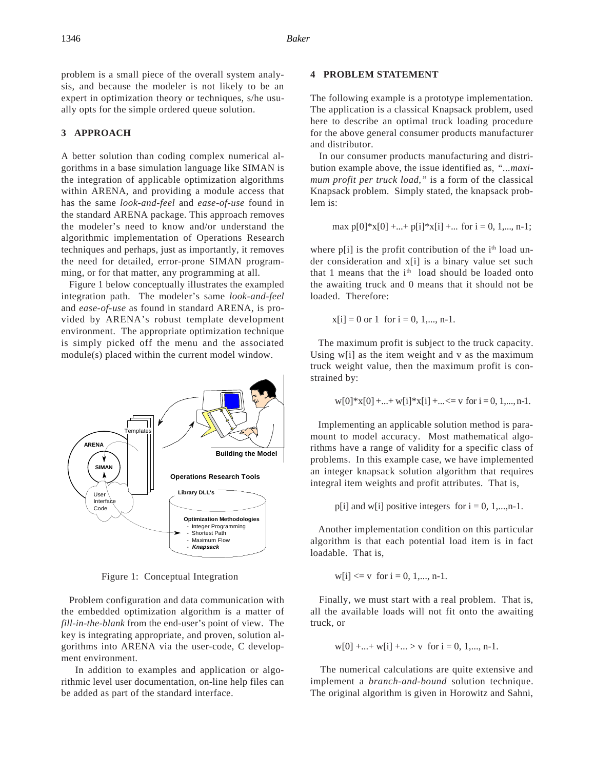problem is a small piece of the overall system analysis, and because the modeler is not likely to be an expert in optimization theory or techniques, s/he usually opts for the simple ordered queue solution.

## 3 APPROACH

A better solution than coding complex numerical algorithms in a base simulation language like SIMAN is the integration of applicable optimization algorithms within ARENA, and providing a module access that has the same *look-and-feel* and *ease-of-use* found in the standard ARENA package. This approach removes the modeler's need to know and/or understand the algorithmic implementation of Operations Research techniques and perhaps, just as importantly, it removes the need for detailed, error-prone SIMAN programming, or for that matter, any programming at all.

Figure 1 below conceptually illustrates the exampled integration path. The modeler's same *look-and-feel* and *ease-of-use* as found in standard ARENA, is provided by ARENA's robust template development environment. The appropriate optimization technique is simply picked off the menu and the associated module(s) placed within the current model window.

Figure 1: Conceptual Integration

Problem configuration and data communication with the embedded optimization algorithm is a matter of *fill-in-the-blank* from the end-user's point of view. The key is integrating appropriate, and proven, solution algorithms into ARENA via the user-code, C development environment.

In addition to examples and application or algorithmic level user documentation, on-line help files can be added as part of the standard interface.

## 4 PROBLEM STATEMENT

The following example is a prototype implementation. The application is a classical Knapsack problem, used here to describe an optimal truck loading procedure for the above general consumer products manufacturer and distributor.

In our consumer products manufacturing and distribution example above, the issue identified as, *"...maximum profit per truck load,"* is a form of the classical Knapsack problem. Simply stated, the knapsack problem is:

$$\max p[0]*x[0] + ... + p[i]*x[i] + ... \text{ for } i = 0, 1, ..., n-1;$$

where p[i] is the profit contribution of the $i^{th}$ load under consideration and x[i] is a binary value set such that 1 means that the $i^{th}$ load should be loaded onto the awaiting truck and 0 means that it should not be loaded. Therefore:

$$x[i] = 0 \text{ or } 1 \text{ for } i = 0, 1, ..., n-1.$$

The maximum profit is subject to the truck capacity. Using w[i] as the item weight and v as the maximum truck weight value, then the maximum profit is constrained by:

$$w[0]*x[0] + ... + w[i]*x[i] + ... <= v \text{ for } i = 0, 1, ..., n-1.$$

Implementing an applicable solution method is paramount to model accuracy. Most mathematical algorithms have a range of validity for a specific class of problems. In this example case, we have implemented an integer knapsack solution algorithm that requires integral item weights and profit attributes. That is,

$$p[i] \text{ and } w[i] \text{ positive integers for } i = 0, 1, ..., n-1.$$

Another implementation condition on this particular algorithm is that each potential load item is in fact loadable. That is,

$$w[i] <= v \text{ for } i = 0, 1, ..., n-1.$$

Finally, we must start with a real problem. That is, all the available loads will not fit onto the awaiting truck, or

$$w[0] + ... + w[i] + ... > v \text{ for } i = 0, 1, ..., n-1.$$

The numerical calculations are quite extensive and implement a *branch-and-bound* solution technique. The original algorithm is given in Horowitz and Sahni,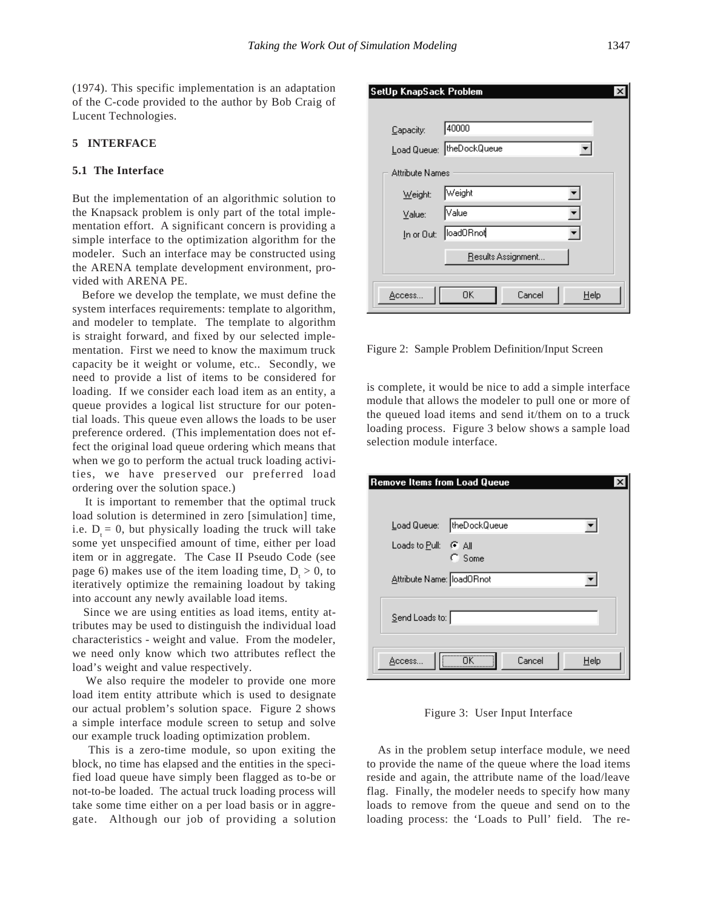(1974). This specific implementation is an adaptation of the C-code provided to the author by Bob Craig of Lucent Technologies.

## 5 INTERFACE

### 5.1 The Interface

But the implementation of an algorithmic solution to the Knapsack problem is only part of the total implementation effort. A significant concern is providing a simple interface to the optimization algorithm for the modeler. Such an interface may be constructed using the ARENA template development environment, provided with ARENA PE.

Before we develop the template, we must define the system interfaces requirements: template to algorithm, and modeler to template. The template to algorithm is straight forward, and fixed by our selected implementation. First we need to know the maximum truck capacity be it weight or volume, etc.. Secondly, we need to provide a list of items to be considered for loading. If we consider each load item as an entity, a queue provides a logical list structure for our potential loads. This queue even allows the loads to be user preference ordered. (This implementation does not effect the original load queue ordering which means that when we go to perform the actual truck loading activities, we have preserved our preferred load ordering over the solution space.)

It is important to remember that the optimal truck load solution is determined in zero [simulation] time, i.e. $D_t = 0$, but physically loading the truck will take some yet unspecified amount of time, either per load item or in aggregate. The Case II Pseudo Code (see page 6) makes use of the item loading time, $D_t > 0$, to iteratively optimize the remaining loadout by taking into account any newly available load items.

Since we are using entities as load items, entity attributes may be used to distinguish the individual load characteristics - weight and value. From the modeler, we need only know which two attributes reflect the load's weight and value respectively.

We also require the modeler to provide one more load item entity attribute which is used to designate our actual problem's solution space. Figure 2 shows a simple interface module screen to setup and solve our example truck loading optimization problem.

This is a zero-time module, so upon exiting the block, no time has elapsed and the entities in the specified load queue have simply been flagged as to-be or not-to-be loaded. The actual truck loading process will take some time either on a per load basis or in aggregate. Although our job of providing a solution is complete, it would be nice to add a simple interface module that allows the modeler to pull one or more of the queued load items and send it/them on to a truck loading process. Figure 3 below shows a sample load selection module interface.

**SetUp KnapSack Problem**

Capacity: 40000
Load Queue: theDockQueue
Attribute Names
Weight: Weight
Value: Value
In or Out: loadORnot
Results Assignment...
Access... | OK | Cancel | Help

Figure 2: Sample Problem Definition/Input Screen

**Remove Items from Load Queue**

Load Queue: theDockQueue
Loads to Pull: All / Some
Attribute Name: loadORnot
Send Loads to:
Access... | OK | Cancel | Help

Figure 3: User Input Interface

As in the problem setup interface module, we need to provide the name of the queue where the load items reside and again, the attribute name of the load/leave flag. Finally, the modeler needs to specify how many loads to remove from the queue and send on to the loading process: the 'Loads to Pull' field. The re-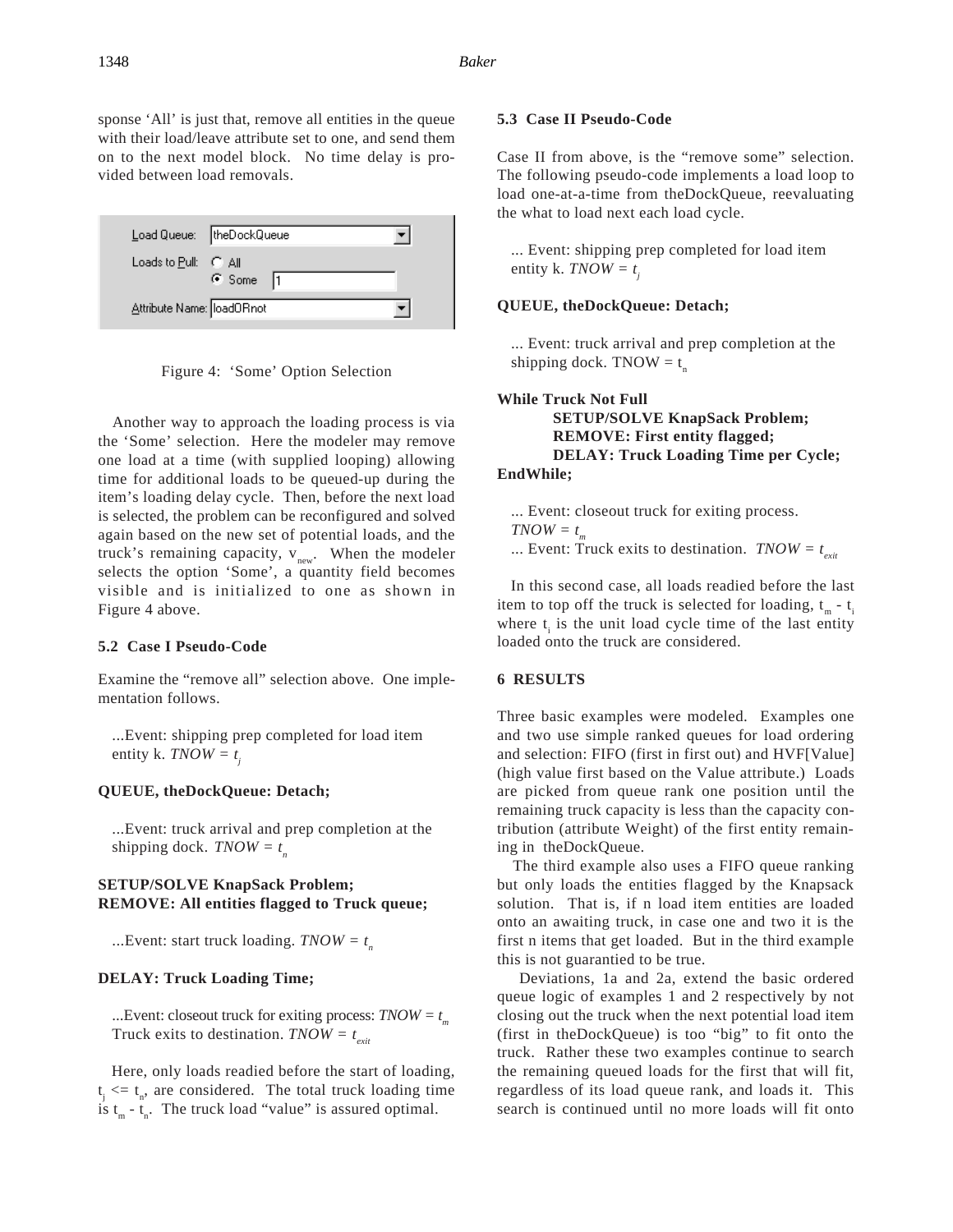sponse 'All' is just that, remove all entities in the queue with their load/leave attribute set to one, and send them on to the next model block. No time delay is provided between load removals.

Load Queue: theDockQueue
Loads to Pull: All / Some 1
Attribute Name: loadORnot

Figure 4: 'Some' Option Selection

Another way to approach the loading process is via the 'Some' selection. Here the modeler may remove one load at a time (with supplied looping) allowing time for additional loads to be queued-up during the item's loading delay cycle. Then, before the next load is selected, the problem can be reconfigured and solved again based on the new set of potential loads, and the truck's remaining capacity, $v_{new}$. When the modeler selects the option 'Some', a quantity field becomes visible and is initialized to one as shown in Figure 4 above.

### 5.2 Case I Pseudo-Code

Examine the "remove all" selection above. One implementation follows.

...Event: shipping prep completed for load item entity k. *TNOW* = $t_j$

**QUEUE, theDockQueue: Detach;**

...Event: truck arrival and prep completion at the shipping dock. *TNOW* = $t_n$

**SETUP/SOLVE KnapSack Problem;**
**REMOVE: All entities flagged to Truck queue;**

...Event: start truck loading. *TNOW* = $t_n$

**DELAY: Truck Loading Time;**

...Event: closeout truck for exiting process: *TNOW* = $t_m$
Truck exits to destination. *TNOW* = $t_{exit}$

Here, only loads readied before the start of loading, $t_j <= t_n$, are considered. The total truck loading time is $t_m$ - $t_n$. The truck load "value" is assured optimal.

### 5.3 Case II Pseudo-Code

Case II from above, is the "remove some" selection. The following pseudo-code implements a load loop to load one-at-a-time from theDockQueue, reevaluating the what to load next each load cycle.

... Event: shipping prep completed for load item entity k. *TNOW* = $t_j$

**QUEUE, theDockQueue: Detach;**

... Event: truck arrival and prep completion at the shipping dock. TNOW = $t_n$

**While Truck Not Full**
  **SETUP/SOLVE KnapSack Problem;**
  **REMOVE: First entity flagged;**
  **DELAY: Truck Loading Time per Cycle;**
**EndWhile;**

... Event: closeout truck for exiting process.
*TNOW* = $t_m$
... Event: Truck exits to destination. *TNOW* = $t_{exit}$

In this second case, all loads readied before the last item to top off the truck is selected for loading, $t_m$ - $t_i$ where $t_i$ is the unit load cycle time of the last entity loaded onto the truck are considered.

## 6 RESULTS

Three basic examples were modeled. Examples one and two use simple ranked queues for load ordering and selection: FIFO (first in first out) and HVF[Value] (high value first based on the Value attribute.) Loads are picked from queue rank one position until the remaining truck capacity is less than the capacity contribution (attribute Weight) of the first entity remaining in theDockQueue.

The third example also uses a FIFO queue ranking but only loads the entities flagged by the Knapsack solution. That is, if n load item entities are loaded onto an awaiting truck, in case one and two it is the first n items that get loaded. But in the third example this is not guarantied to be true.

Deviations, 1a and 2a, extend the basic ordered queue logic of examples 1 and 2 respectively by not closing out the truck when the next potential load item (first in theDockQueue) is too "big" to fit onto the truck. Rather these two examples continue to search the remaining queued loads for the first that will fit, regardless of its load queue rank, and loads it. This search is continued until no more loads will fit onto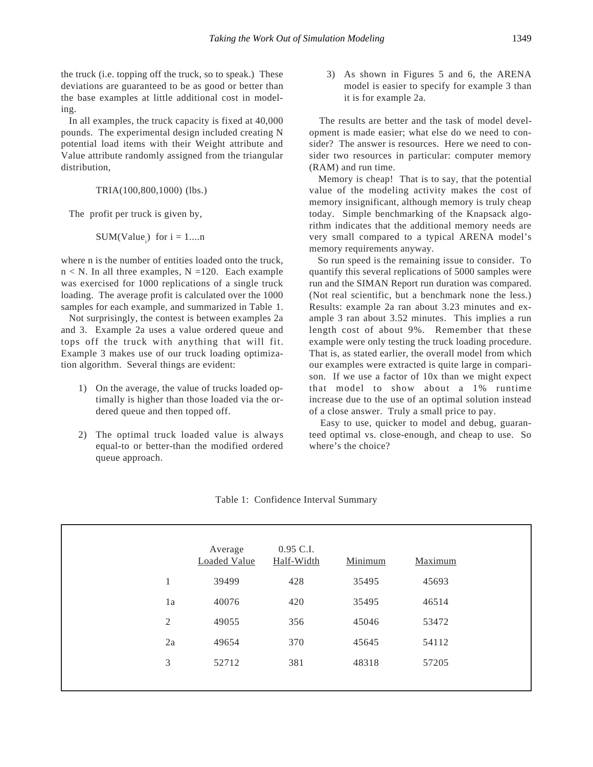the truck (i.e. topping off the truck, so to speak.) These deviations are guaranteed to be as good or better than the base examples at little additional cost in modeling.

In all examples, the truck capacity is fixed at 40,000 pounds. The experimental design included creating N potential load items with their Weight attribute and Value attribute randomly assigned from the triangular distribution,

TRIA(100,800,1000) (lbs.)

The profit per truck is given by,

$\text{SUM}(\text{Value}_i)$ for i = 1....n

where n is the number of entities loaded onto the truck, $n < N$. In all three examples, N =120. Each example was exercised for 1000 replications of a single truck loading. The average profit is calculated over the 1000 samples for each example, and summarized in Table 1.

Not surprisingly, the contest is between examples 2a and 3. Example 2a uses a value ordered queue and tops off the truck with anything that will fit. Example 3 makes use of our truck loading optimization algorithm. Several things are evident:

1) On the average, the value of trucks loaded optimally is higher than those loaded via the ordered queue and then topped off.

2) The optimal truck loaded value is always equal-to or better-than the modified ordered queue approach.

3) As shown in Figures 5 and 6, the ARENA model is easier to specify for example 3 than it is for example 2a.

The results are better and the task of model development is made easier; what else do we need to consider? The answer is resources. Here we need to consider two resources in particular: computer memory (RAM) and run time.

Memory is cheap! That is to say, that the potential value of the modeling activity makes the cost of memory insignificant, although memory is truly cheap today. Simple benchmarking of the Knapsack algorithm indicates that the additional memory needs are very small compared to a typical ARENA model's memory requirements anyway.

So run speed is the remaining issue to consider. To quantify this several replications of 5000 samples were run and the SIMAN Report run duration was compared. (Not real scientific, but a benchmark none the less.) Results: example 2a ran about 3.23 minutes and example 3 ran about 3.52 minutes. This implies a run length cost of about 9%. Remember that these example were only testing the truck loading procedure. That is, as stated earlier, the overall model from which our examples were extracted is quite large in comparison. If we use a factor of 10x than we might expect that model to show about a 1% runtime increase due to the use of an optimal solution instead of a close answer. Truly a small price to pay.

Easy to use, quicker to model and debug, guaranteed optimal vs. close-enough, and cheap to use. So where's the choice?

Table 1: Confidence Interval Summary

| | Average Loaded Value | 0.95 C.I. Half-Width | Minimum | Maximum |
|---|---|---|---|---|
| 1 | 39499 | 428 | 35495 | 45693 |
| 1a | 40076 | 420 | 35495 | 46514 |
| 2 | 49055 | 356 | 45046 | 53472 |
| 2a | 49654 | 370 | 45645 | 54112 |
| 3 | 52712 | 381 | 48318 | 57205 |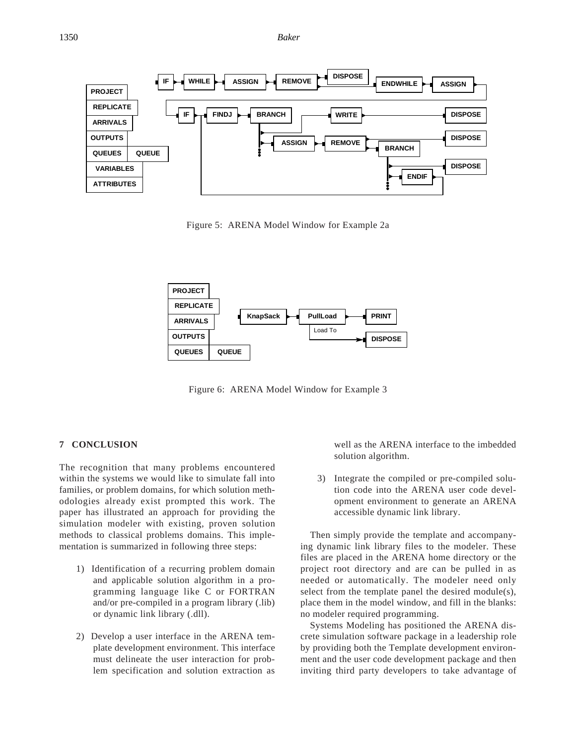Figure 5: ARENA Model Window for Example 2a

Figure 6: ARENA Model Window for Example 3

## 7 CONCLUSION

The recognition that many problems encountered within the systems we would like to simulate fall into families, or problem domains, for which solution methodologies already exist prompted this work. The paper has illustrated an approach for providing the simulation modeler with existing, proven solution methods to classical problems domains. This implementation is summarized in following three steps:

1) Identification of a recurring problem domain and applicable solution algorithm in a programming language like C or FORTRAN and/or pre-compiled in a program library (.lib) or dynamic link library (.dll).

2) Develop a user interface in the ARENA template development environment. This interface must delineate the user interaction for problem specification and solution extraction as well as the ARENA interface to the imbedded solution algorithm.

3) Integrate the compiled or pre-compiled solution code into the ARENA user code development environment to generate an ARENA accessible dynamic link library.

Then simply provide the template and accompanying dynamic link library files to the modeler. These files are placed in the ARENA home directory or the project root directory and are can be pulled in as needed or automatically. The modeler need only select from the template panel the desired module(s), place them in the model window, and fill in the blanks: no modeler required programming.

Systems Modeling has positioned the ARENA discrete simulation software package in a leadership role by providing both the Template development environment and the user code development package and then inviting third party developers to take advantage of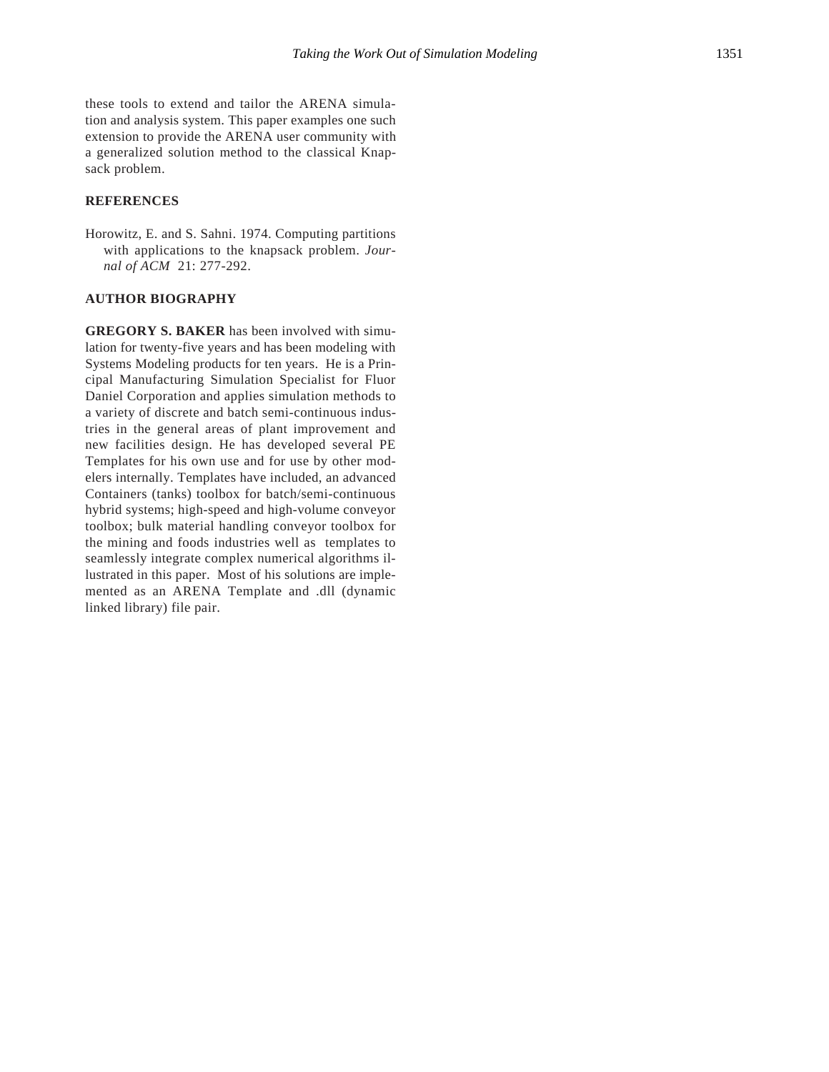these tools to extend and tailor the ARENA simulation and analysis system. This paper examples one such extension to provide the ARENA user community with a generalized solution method to the classical Knapsack problem.

## REFERENCES

Horowitz, E. and S. Sahni. 1974. Computing partitions with applications to the knapsack problem. *Journal of ACM* 21: 277-292.

## AUTHOR BIOGRAPHY

**GREGORY S. BAKER** has been involved with simulation for twenty-five years and has been modeling with Systems Modeling products for ten years. He is a Principal Manufacturing Simulation Specialist for Fluor Daniel Corporation and applies simulation methods to a variety of discrete and batch semi-continuous industries in the general areas of plant improvement and new facilities design. He has developed several PE Templates for his own use and for use by other modelers internally. Templates have included, an advanced Containers (tanks) toolbox for batch/semi-continuous hybrid systems; high-speed and high-volume conveyor toolbox; bulk material handling conveyor toolbox for the mining and foods industries well as templates to seamlessly integrate complex numerical algorithms illustrated in this paper. Most of his solutions are implemented as an ARENA Template and .dll (dynamic linked library) file pair.